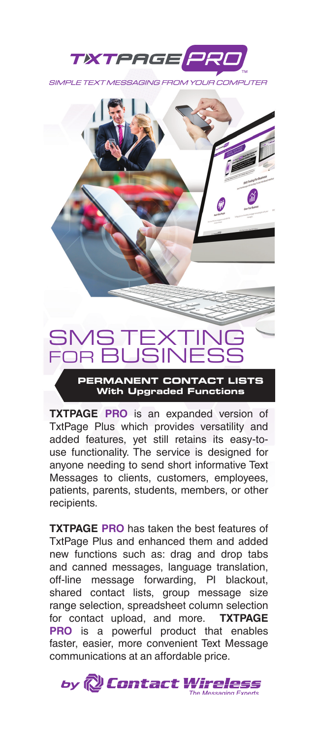# TXTPAGE PRO™

*SIMPLE TEXT MESSAGING FROM YOUR COMPUTER*

# SMS TEXTING FOR BUSINESS

**PERMANENT CONTACT LISTS**
**With Upgraded Functions**

**TXTPAGE PRO** is an expanded version of TxtPage Plus which provides versatility and added features, yet still retains its easy-to-use functionality. The service is designed for anyone needing to send short informative Text Messages to clients, customers, employees, patients, parents, students, members, or other recipients.

**TXTPAGE PRO** has taken the best features of TxtPage Plus and enhanced them and added new functions such as: drag and drop tabs and canned messages, language translation, off-line message forwarding, PI blackout, shared contact lists, group message size range selection, spreadsheet column selection for contact upload, and more. **TXTPAGE PRO** is a powerful product that enables faster, easier, more convenient Text Message communications at an affordable price.

*by Contact Wireless*
*The Messaging Experts*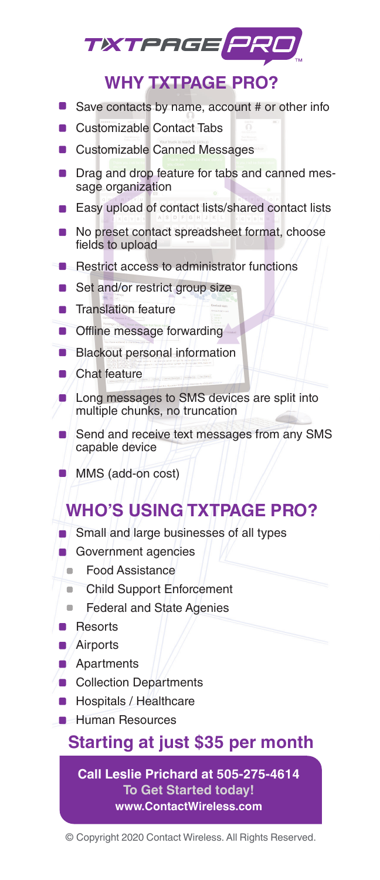TXTPAGE PRO™

## WHY TXTPAGE PRO?

- Save contacts by name, account # or other info
- Customizable Contact Tabs
- Customizable Canned Messages
- Drag and drop feature for tabs and canned message organization
- Easy upload of contact lists/shared contact lists
- No preset contact spreadsheet format, choose fields to upload
- Restrict access to administrator functions
- Set and/or restrict group size
- Translation feature
- Offline message forwarding
- Blackout personal information
- Chat feature
- Long messages to SMS devices are split into multiple chunks, no truncation
- Send and receive text messages from any SMS capable device
- MMS (add-on cost)

## WHO'S USING TXTPAGE PRO?

- Small and large businesses of all types
- Government agencies
  - Food Assistance
  - Child Support Enforcement
  - Federal and State Agenies
- Resorts
- Airports
- Apartments
- Collection Departments
- Hospitals / Healthcare
- Human Resources

## Starting at just $35 per month

**Call Leslie Prichard at 505-275-4614**
**To Get Started today!**
**www.ContactWireless.com**

© Copyright 2020 Contact Wireless. All Rights Reserved.